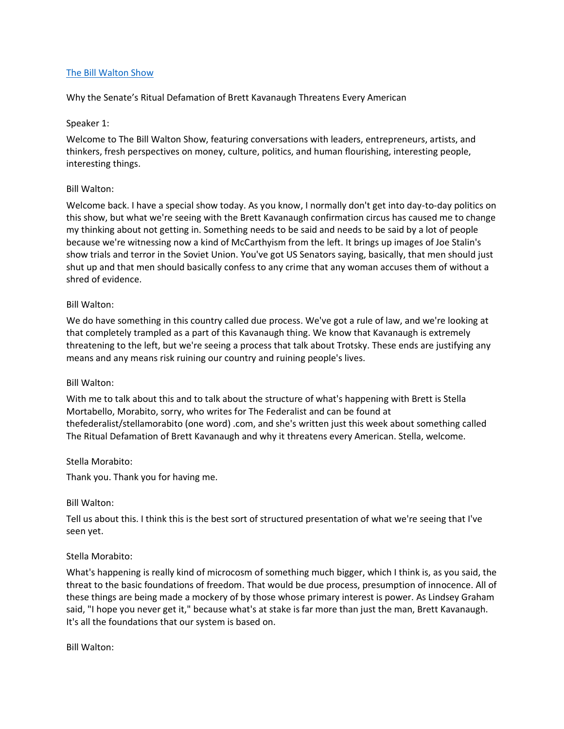[The Bill Walton Show](#)

Why the Senate's Ritual Defamation of Brett Kavanaugh Threatens Every American

Speaker 1:

Welcome to The Bill Walton Show, featuring conversations with leaders, entrepreneurs, artists, and thinkers, fresh perspectives on money, culture, politics, and human flourishing, interesting people, interesting things.

Bill Walton:

Welcome back. I have a special show today. As you know, I normally don't get into day-to-day politics on this show, but what we're seeing with the Brett Kavanaugh confirmation circus has caused me to change my thinking about not getting in. Something needs to be said and needs to be said by a lot of people because we're witnessing now a kind of McCarthyism from the left. It brings up images of Joe Stalin's show trials and terror in the Soviet Union. You've got US Senators saying, basically, that men should just shut up and that men should basically confess to any crime that any woman accuses them of without a shred of evidence.

Bill Walton:

We do have something in this country called due process. We've got a rule of law, and we're looking at that completely trampled as a part of this Kavanaugh thing. We know that Kavanaugh is extremely threatening to the left, but we're seeing a process that talk about Trotsky. These ends are justifying any means and any means risk ruining our country and ruining people's lives.

Bill Walton:

With me to talk about this and to talk about the structure of what's happening with Brett is Stella Mortabello, Morabito, sorry, who writes for The Federalist and can be found at thefederalist/stellamorabito (one word) .com, and she's written just this week about something called The Ritual Defamation of Brett Kavanaugh and why it threatens every American. Stella, welcome.

Stella Morabito:

Thank you. Thank you for having me.

Bill Walton:

Tell us about this. I think this is the best sort of structured presentation of what we're seeing that I've seen yet.

Stella Morabito:

What's happening is really kind of microcosm of something much bigger, which I think is, as you said, the threat to the basic foundations of freedom. That would be due process, presumption of innocence. All of these things are being made a mockery of by those whose primary interest is power. As Lindsey Graham said, "I hope you never get it," because what's at stake is far more than just the man, Brett Kavanaugh. It's all the foundations that our system is based on.

Bill Walton: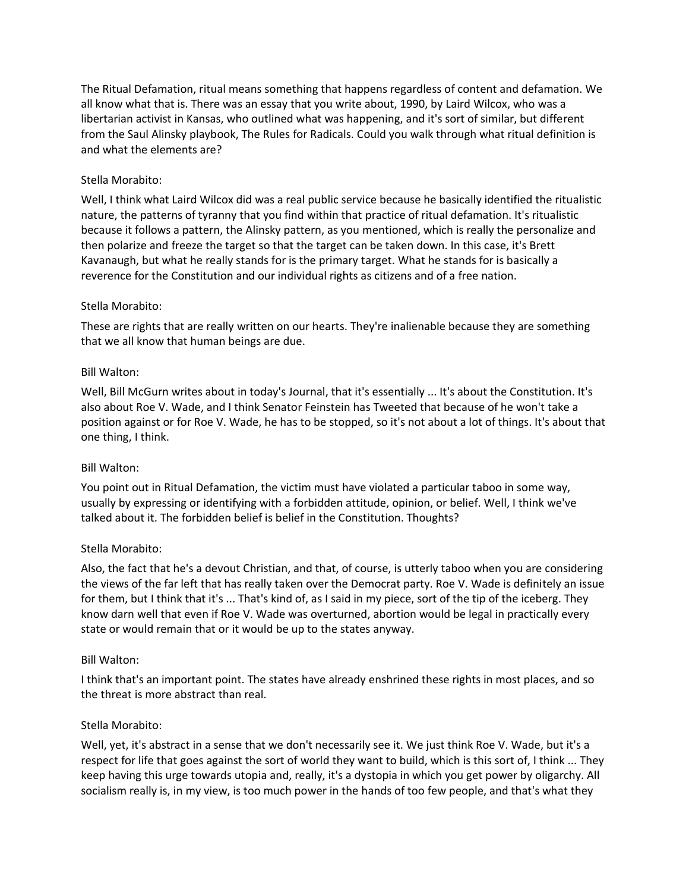The Ritual Defamation, ritual means something that happens regardless of content and defamation. We all know what that is. There was an essay that you write about, 1990, by Laird Wilcox, who was a libertarian activist in Kansas, who outlined what was happening, and it's sort of similar, but different from the Saul Alinsky playbook, The Rules for Radicals. Could you walk through what ritual definition is and what the elements are?

Stella Morabito:

Well, I think what Laird Wilcox did was a real public service because he basically identified the ritualistic nature, the patterns of tyranny that you find within that practice of ritual defamation. It's ritualistic because it follows a pattern, the Alinsky pattern, as you mentioned, which is really the personalize and then polarize and freeze the target so that the target can be taken down. In this case, it's Brett Kavanaugh, but what he really stands for is the primary target. What he stands for is basically a reverence for the Constitution and our individual rights as citizens and of a free nation.

Stella Morabito:

These are rights that are really written on our hearts. They're inalienable because they are something that we all know that human beings are due.

Bill Walton:

Well, Bill McGurn writes about in today's Journal, that it's essentially ... It's about the Constitution. It's also about Roe V. Wade, and I think Senator Feinstein has Tweeted that because of he won't take a position against or for Roe V. Wade, he has to be stopped, so it's not about a lot of things. It's about that one thing, I think.

Bill Walton:

You point out in Ritual Defamation, the victim must have violated a particular taboo in some way, usually by expressing or identifying with a forbidden attitude, opinion, or belief. Well, I think we've talked about it. The forbidden belief is belief in the Constitution. Thoughts?

Stella Morabito:

Also, the fact that he's a devout Christian, and that, of course, is utterly taboo when you are considering the views of the far left that has really taken over the Democrat party. Roe V. Wade is definitely an issue for them, but I think that it's ... That's kind of, as I said in my piece, sort of the tip of the iceberg. They know darn well that even if Roe V. Wade was overturned, abortion would be legal in practically every state or would remain that or it would be up to the states anyway.

Bill Walton:

I think that's an important point. The states have already enshrined these rights in most places, and so the threat is more abstract than real.

Stella Morabito:

Well, yet, it's abstract in a sense that we don't necessarily see it. We just think Roe V. Wade, but it's a respect for life that goes against the sort of world they want to build, which is this sort of, I think ... They keep having this urge towards utopia and, really, it's a dystopia in which you get power by oligarchy. All socialism really is, in my view, is too much power in the hands of too few people, and that's what they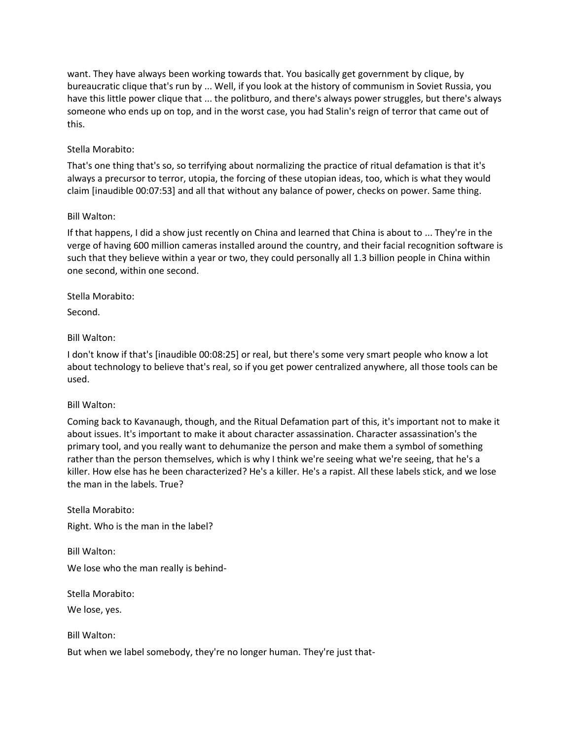want. They have always been working towards that. You basically get government by clique, by bureaucratic clique that's run by ... Well, if you look at the history of communism in Soviet Russia, you have this little power clique that ... the politburo, and there's always power struggles, but there's always someone who ends up on top, and in the worst case, you had Stalin's reign of terror that came out of this.

Stella Morabito:

That's one thing that's so, so terrifying about normalizing the practice of ritual defamation is that it's always a precursor to terror, utopia, the forcing of these utopian ideas, too, which is what they would claim [inaudible 00:07:53] and all that without any balance of power, checks on power. Same thing.

Bill Walton:

If that happens, I did a show just recently on China and learned that China is about to ... They're in the verge of having 600 million cameras installed around the country, and their facial recognition software is such that they believe within a year or two, they could personally all 1.3 billion people in China within one second, within one second.

Stella Morabito:

Second.

Bill Walton:

I don't know if that's [inaudible 00:08:25] or real, but there's some very smart people who know a lot about technology to believe that's real, so if you get power centralized anywhere, all those tools can be used.

Bill Walton:

Coming back to Kavanaugh, though, and the Ritual Defamation part of this, it's important not to make it about issues. It's important to make it about character assassination. Character assassination's the primary tool, and you really want to dehumanize the person and make them a symbol of something rather than the person themselves, which is why I think we're seeing what we're seeing, that he's a killer. How else has he been characterized? He's a killer. He's a rapist. All these labels stick, and we lose the man in the labels. True?

Stella Morabito:

Right. Who is the man in the label?

Bill Walton:

We lose who the man really is behind-

Stella Morabito:

We lose, yes.

Bill Walton:

But when we label somebody, they're no longer human. They're just that-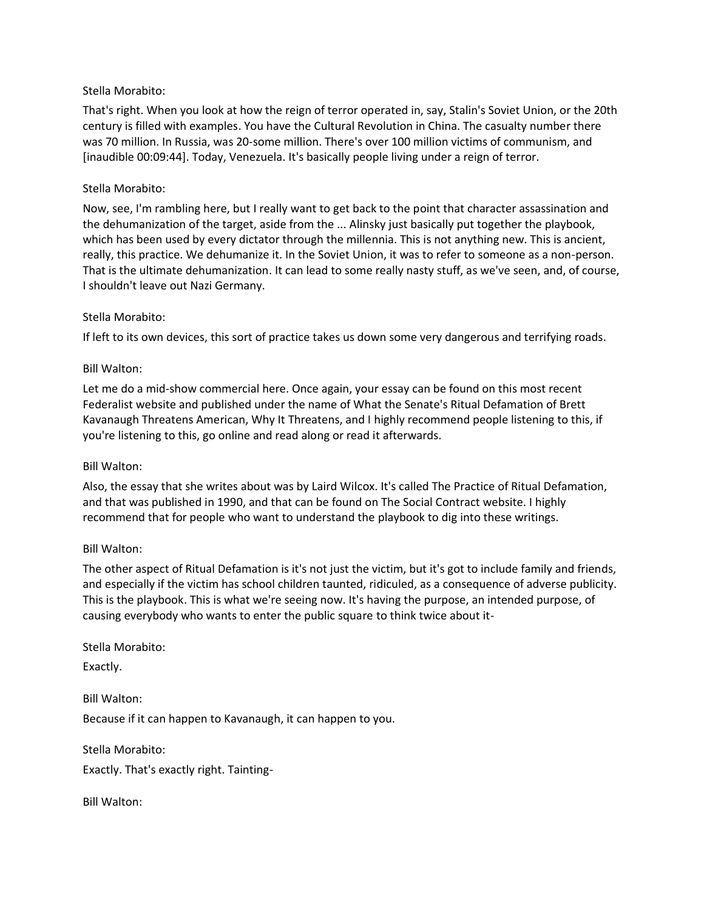Stella Morabito:

That's right. When you look at how the reign of terror operated in, say, Stalin's Soviet Union, or the 20th century is filled with examples. You have the Cultural Revolution in China. The casualty number there was 70 million. In Russia, was 20-some million. There's over 100 million victims of communism, and [inaudible 00:09:44]. Today, Venezuela. It's basically people living under a reign of terror.

Stella Morabito:

Now, see, I'm rambling here, but I really want to get back to the point that character assassination and the dehumanization of the target, aside from the ... Alinsky just basically put together the playbook, which has been used by every dictator through the millennia. This is not anything new. This is ancient, really, this practice. We dehumanize it. In the Soviet Union, it was to refer to someone as a non-person. That is the ultimate dehumanization. It can lead to some really nasty stuff, as we've seen, and, of course, I shouldn't leave out Nazi Germany.

Stella Morabito:

If left to its own devices, this sort of practice takes us down some very dangerous and terrifying roads.

Bill Walton:

Let me do a mid-show commercial here. Once again, your essay can be found on this most recent Federalist website and published under the name of What the Senate's Ritual Defamation of Brett Kavanaugh Threatens American, Why It Threatens, and I highly recommend people listening to this, if you're listening to this, go online and read along or read it afterwards.

Bill Walton:

Also, the essay that she writes about was by Laird Wilcox. It's called The Practice of Ritual Defamation, and that was published in 1990, and that can be found on The Social Contract website. I highly recommend that for people who want to understand the playbook to dig into these writings.

Bill Walton:

The other aspect of Ritual Defamation is it's not just the victim, but it's got to include family and friends, and especially if the victim has school children taunted, ridiculed, as a consequence of adverse publicity. This is the playbook. This is what we're seeing now. It's having the purpose, an intended purpose, of causing everybody who wants to enter the public square to think twice about it-

Stella Morabito:

Exactly.

Bill Walton:

Because if it can happen to Kavanaugh, it can happen to you.

Stella Morabito:

Exactly. That's exactly right. Tainting-

Bill Walton: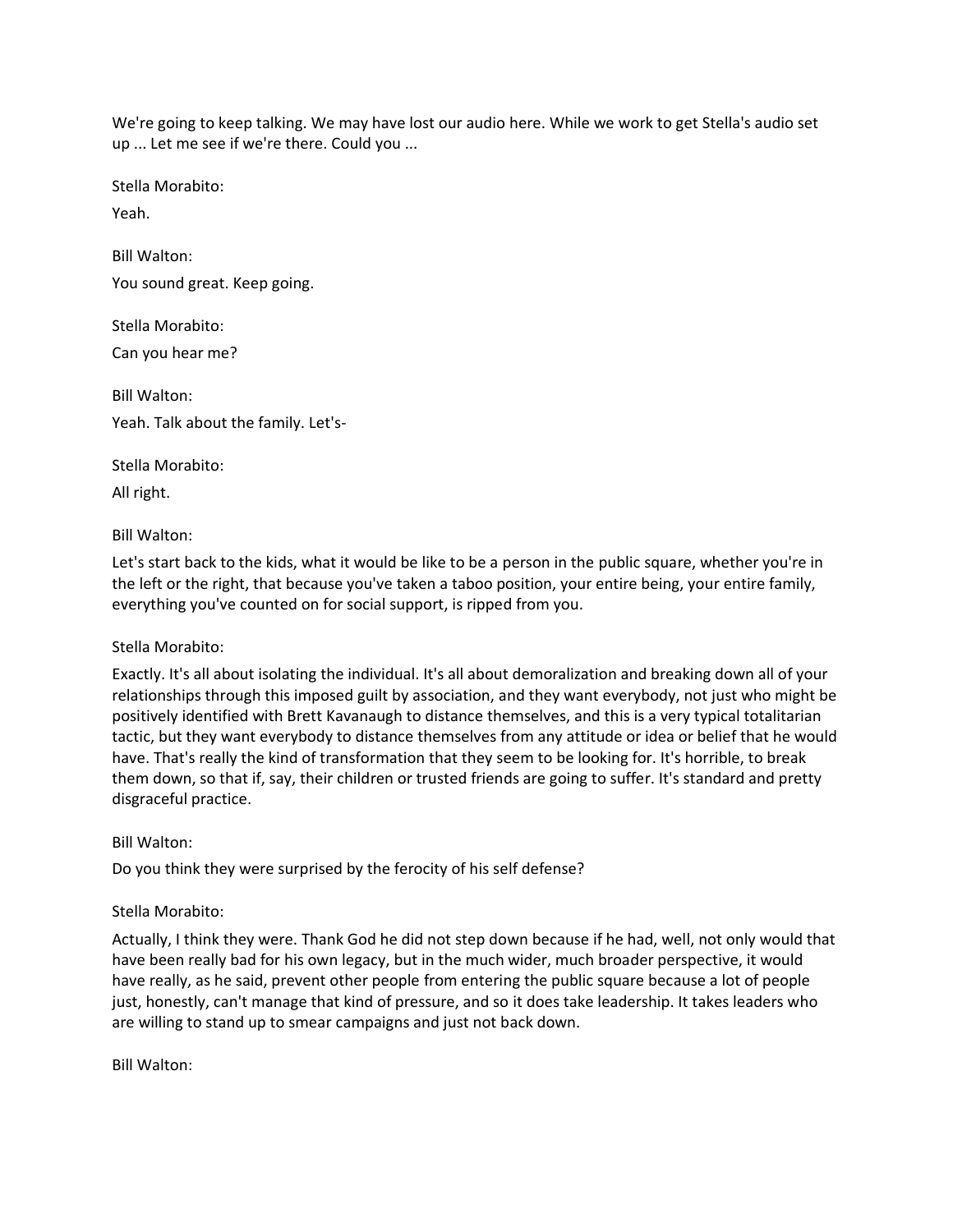We're going to keep talking. We may have lost our audio here. While we work to get Stella's audio set up ... Let me see if we're there. Could you ...

Stella Morabito:

Yeah.

Bill Walton:

You sound great. Keep going.

Stella Morabito:

Can you hear me?

Bill Walton:

Yeah. Talk about the family. Let's-

Stella Morabito:

All right.

Bill Walton:

Let's start back to the kids, what it would be like to be a person in the public square, whether you're in the left or the right, that because you've taken a taboo position, your entire being, your entire family, everything you've counted on for social support, is ripped from you.

Stella Morabito:

Exactly. It's all about isolating the individual. It's all about demoralization and breaking down all of your relationships through this imposed guilt by association, and they want everybody, not just who might be positively identified with Brett Kavanaugh to distance themselves, and this is a very typical totalitarian tactic, but they want everybody to distance themselves from any attitude or idea or belief that he would have. That's really the kind of transformation that they seem to be looking for. It's horrible, to break them down, so that if, say, their children or trusted friends are going to suffer. It's standard and pretty disgraceful practice.

Bill Walton:

Do you think they were surprised by the ferocity of his self defense?

Stella Morabito:

Actually, I think they were. Thank God he did not step down because if he had, well, not only would that have been really bad for his own legacy, but in the much wider, much broader perspective, it would have really, as he said, prevent other people from entering the public square because a lot of people just, honestly, can't manage that kind of pressure, and so it does take leadership. It takes leaders who are willing to stand up to smear campaigns and just not back down.

Bill Walton: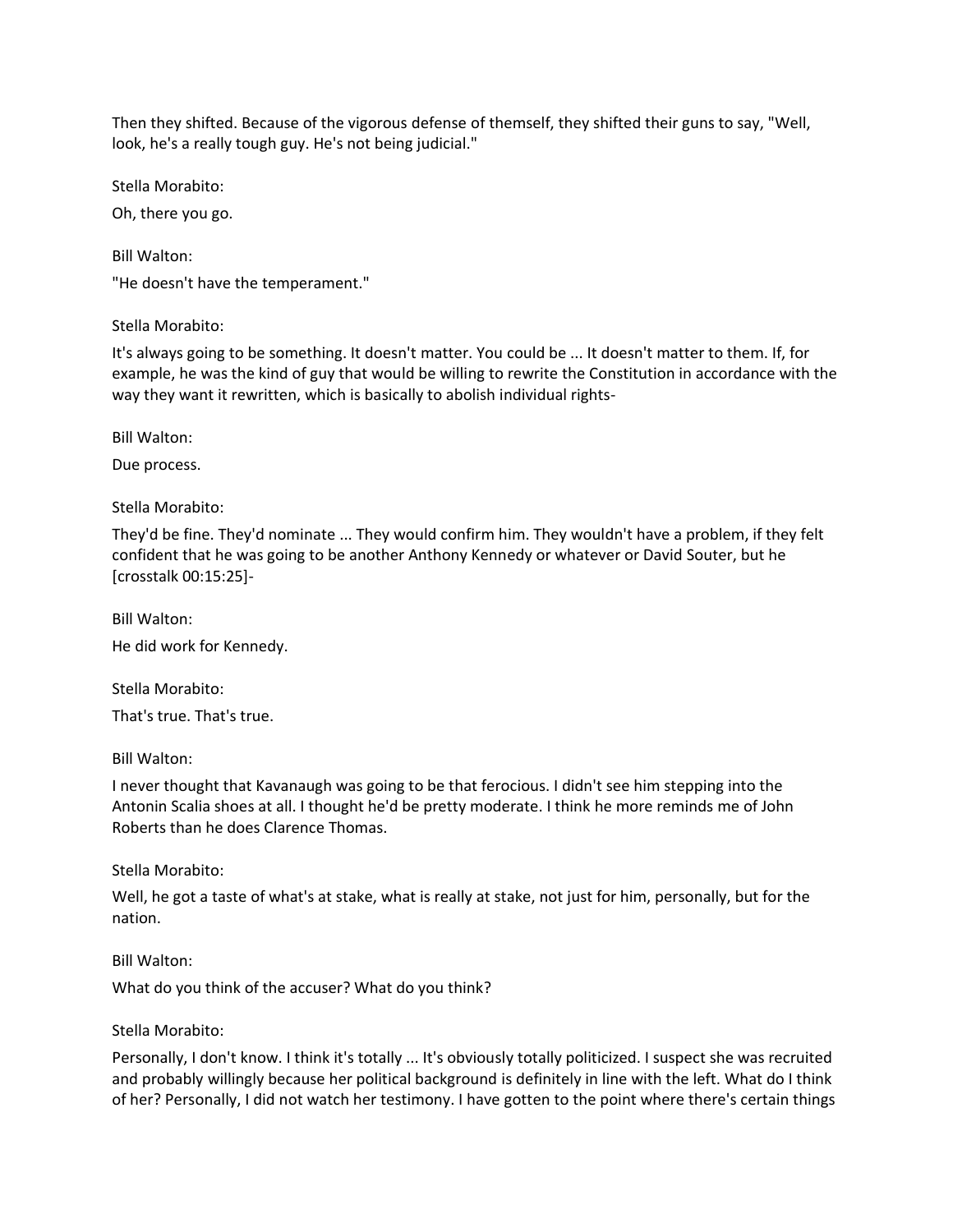Then they shifted. Because of the vigorous defense of themself, they shifted their guns to say, "Well, look, he's a really tough guy. He's not being judicial."

Stella Morabito:

Oh, there you go.

Bill Walton:

"He doesn't have the temperament."

Stella Morabito:

It's always going to be something. It doesn't matter. You could be ... It doesn't matter to them. If, for example, he was the kind of guy that would be willing to rewrite the Constitution in accordance with the way they want it rewritten, which is basically to abolish individual rights-

Bill Walton:

Due process.

Stella Morabito:

They'd be fine. They'd nominate ... They would confirm him. They wouldn't have a problem, if they felt confident that he was going to be another Anthony Kennedy or whatever or David Souter, but he [crosstalk 00:15:25]-

Bill Walton:

He did work for Kennedy.

Stella Morabito:

That's true. That's true.

Bill Walton:

I never thought that Kavanaugh was going to be that ferocious. I didn't see him stepping into the Antonin Scalia shoes at all. I thought he'd be pretty moderate. I think he more reminds me of John Roberts than he does Clarence Thomas.

Stella Morabito:

Well, he got a taste of what's at stake, what is really at stake, not just for him, personally, but for the nation.

Bill Walton:

What do you think of the accuser? What do you think?

Stella Morabito:

Personally, I don't know. I think it's totally ... It's obviously totally politicized. I suspect she was recruited and probably willingly because her political background is definitely in line with the left. What do I think of her? Personally, I did not watch her testimony. I have gotten to the point where there's certain things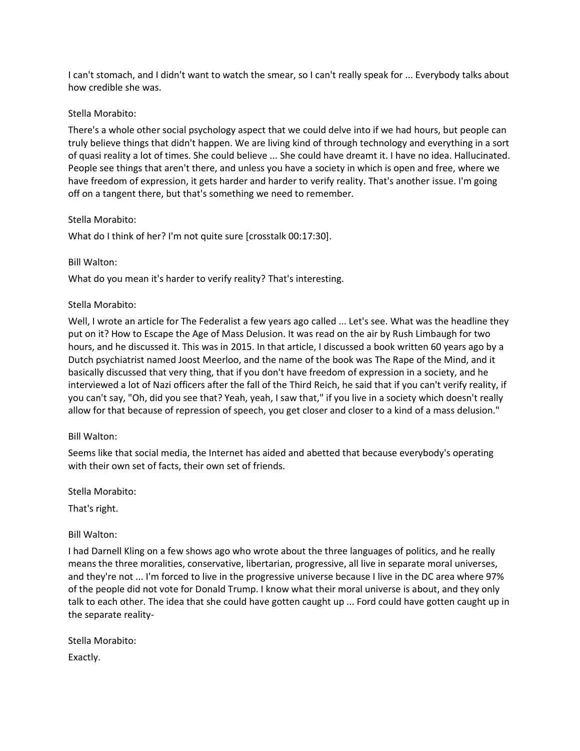I can't stomach, and I didn't want to watch the smear, so I can't really speak for ... Everybody talks about how credible she was.

Stella Morabito:

There's a whole other social psychology aspect that we could delve into if we had hours, but people can truly believe things that didn't happen. We are living kind of through technology and everything in a sort of quasi reality a lot of times. She could believe ... She could have dreamt it. I have no idea. Hallucinated. People see things that aren't there, and unless you have a society in which is open and free, where we have freedom of expression, it gets harder and harder to verify reality. That's another issue. I'm going off on a tangent there, but that's something we need to remember.

Stella Morabito:

What do I think of her? I'm not quite sure [crosstalk 00:17:30].

Bill Walton:

What do you mean it's harder to verify reality? That's interesting.

Stella Morabito:

Well, I wrote an article for The Federalist a few years ago called ... Let's see. What was the headline they put on it? How to Escape the Age of Mass Delusion. It was read on the air by Rush Limbaugh for two hours, and he discussed it. This was in 2015. In that article, I discussed a book written 60 years ago by a Dutch psychiatrist named Joost Meerloo, and the name of the book was The Rape of the Mind, and it basically discussed that very thing, that if you don't have freedom of expression in a society, and he interviewed a lot of Nazi officers after the fall of the Third Reich, he said that if you can't verify reality, if you can't say, "Oh, did you see that? Yeah, yeah, I saw that," if you live in a society which doesn't really allow for that because of repression of speech, you get closer and closer to a kind of a mass delusion."

Bill Walton:

Seems like that social media, the Internet has aided and abetted that because everybody's operating with their own set of facts, their own set of friends.

Stella Morabito:

That's right.

Bill Walton:

I had Darnell Kling on a few shows ago who wrote about the three languages of politics, and he really means the three moralities, conservative, libertarian, progressive, all live in separate moral universes, and they're not ... I'm forced to live in the progressive universe because I live in the DC area where 97% of the people did not vote for Donald Trump. I know what their moral universe is about, and they only talk to each other. The idea that she could have gotten caught up ... Ford could have gotten caught up in the separate reality-

Stella Morabito:

Exactly.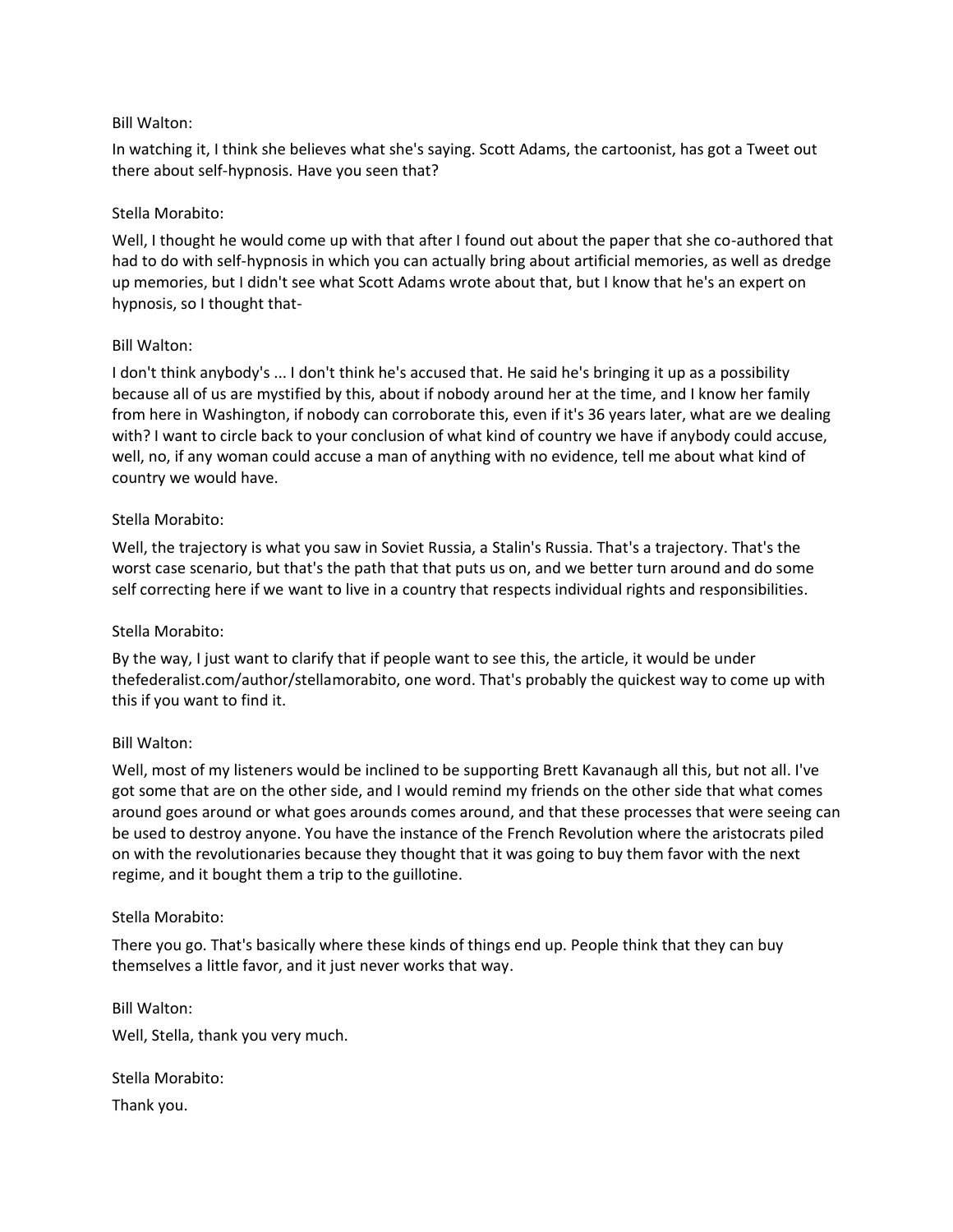Bill Walton:

In watching it, I think she believes what she's saying. Scott Adams, the cartoonist, has got a Tweet out there about self-hypnosis. Have you seen that?

Stella Morabito:

Well, I thought he would come up with that after I found out about the paper that she co-authored that had to do with self-hypnosis in which you can actually bring about artificial memories, as well as dredge up memories, but I didn't see what Scott Adams wrote about that, but I know that he's an expert on hypnosis, so I thought that-

Bill Walton:

I don't think anybody's ... I don't think he's accused that. He said he's bringing it up as a possibility because all of us are mystified by this, about if nobody around her at the time, and I know her family from here in Washington, if nobody can corroborate this, even if it's 36 years later, what are we dealing with? I want to circle back to your conclusion of what kind of country we have if anybody could accuse, well, no, if any woman could accuse a man of anything with no evidence, tell me about what kind of country we would have.

Stella Morabito:

Well, the trajectory is what you saw in Soviet Russia, a Stalin's Russia. That's a trajectory. That's the worst case scenario, but that's the path that that puts us on, and we better turn around and do some self correcting here if we want to live in a country that respects individual rights and responsibilities.

Stella Morabito:

By the way, I just want to clarify that if people want to see this, the article, it would be under thefederalist.com/author/stellamorabito, one word. That's probably the quickest way to come up with this if you want to find it.

Bill Walton:

Well, most of my listeners would be inclined to be supporting Brett Kavanaugh all this, but not all. I've got some that are on the other side, and I would remind my friends on the other side that what comes around goes around or what goes arounds comes around, and that these processes that were seeing can be used to destroy anyone. You have the instance of the French Revolution where the aristocrats piled on with the revolutionaries because they thought that it was going to buy them favor with the next regime, and it bought them a trip to the guillotine.

Stella Morabito:

There you go. That's basically where these kinds of things end up. People think that they can buy themselves a little favor, and it just never works that way.

Bill Walton:

Well, Stella, thank you very much.

Stella Morabito:

Thank you.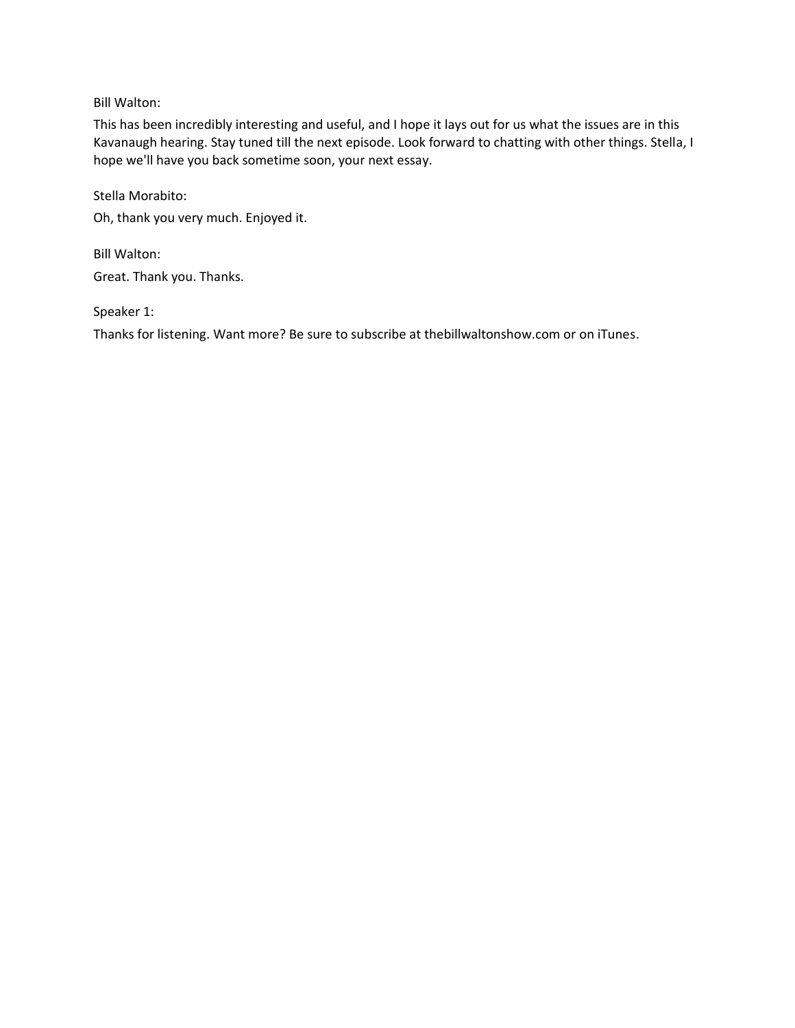Bill Walton:

This has been incredibly interesting and useful, and I hope it lays out for us what the issues are in this Kavanaugh hearing. Stay tuned till the next episode. Look forward to chatting with other things. Stella, I hope we'll have you back sometime soon, your next essay.

Stella Morabito:

Oh, thank you very much. Enjoyed it.

Bill Walton:

Great. Thank you. Thanks.

Speaker 1:

Thanks for listening. Want more? Be sure to subscribe at thebillwaltonshow.com or on iTunes.